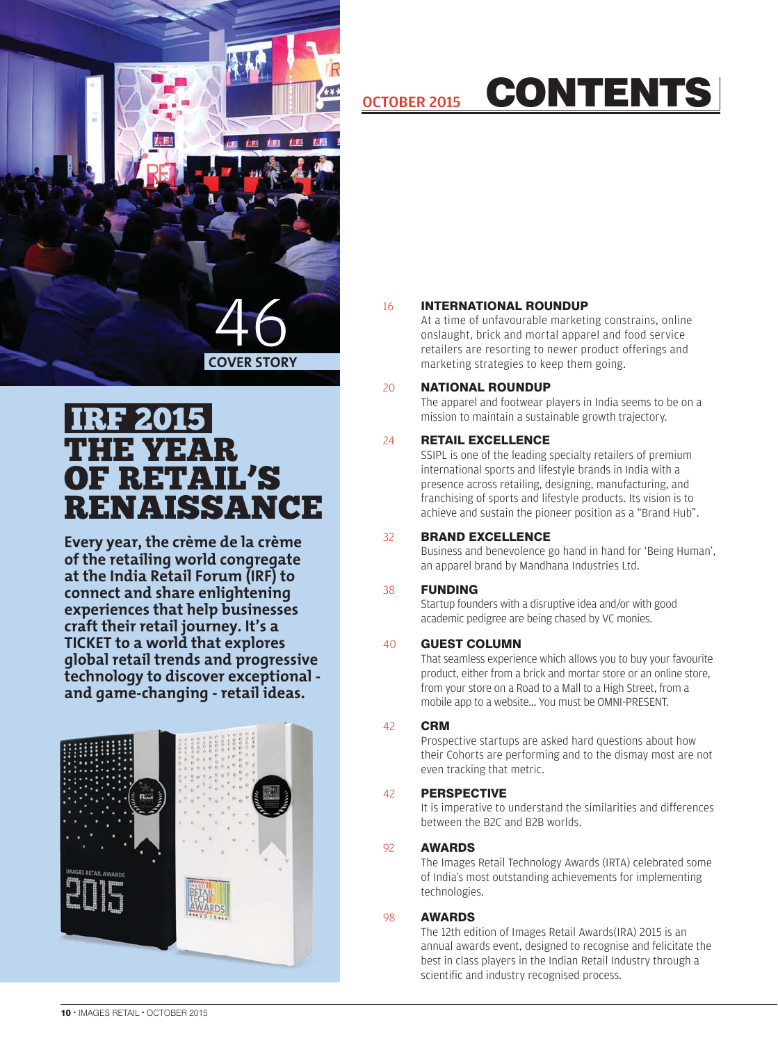# OCTOBER 2015 CONTENTS

46

COVER STORY

## IRF 2015 THE YEAR OF RETAIL'S RENAISSANCE

**Every year, the crème de la crème of the retailing world congregate at the India Retail Forum (IRF) to connect and share enlightening experiences that help businesses craft their retail journey. It's a TICKET to a world that explores global retail trends and progressive technology to discover exceptional - and game-changing - retail ideas.**

16 **INTERNATIONAL ROUNDUP**
At a time of unfavourable marketing constrains, online onslaught, brick and mortar apparel and food service retailers are resorting to newer product offerings and marketing strategies to keep them going.

20 **NATIONAL ROUNDUP**
The apparel and footwear players in India seems to be on a mission to maintain a sustainable growth trajectory.

24 **RETAIL EXCELLENCE**
SSIPL is one of the leading specialty retailers of premium international sports and lifestyle brands in India with a presence across retailing, designing, manufacturing, and franchising of sports and lifestyle products. Its vision is to achieve and sustain the pioneer position as a "Brand Hub".

32 **BRAND EXCELLENCE**
Business and benevolence go hand in hand for 'Being Human', an apparel brand by Mandhana Industries Ltd.

38 **FUNDING**
Startup founders with a disruptive idea and/or with good academic pedigree are being chased by VC monies.

40 **GUEST COLUMN**
That seamless experience which allows you to buy your favourite product, either from a brick and mortar store or an online store, from your store on a Road to a Mall to a High Street, from a mobile app to a website... You must be OMNI-PRESENT.

42 **CRM**
Prospective startups are asked hard questions about how their Cohorts are performing and to the dismay most are not even tracking that metric.

42 **PERSPECTIVE**
It is imperative to understand the similarities and differences between the B2C and B2B worlds.

92 **AWARDS**
The Images Retail Technology Awards (IRTA) celebrated some of India's most outstanding achievements for implementing technologies.

98 **AWARDS**
The 12th edition of Images Retail Awards(IRA) 2015 is an annual awards event, designed to recognise and felicitate the best in class players in the Indian Retail Industry through a scientific and industry recognised process.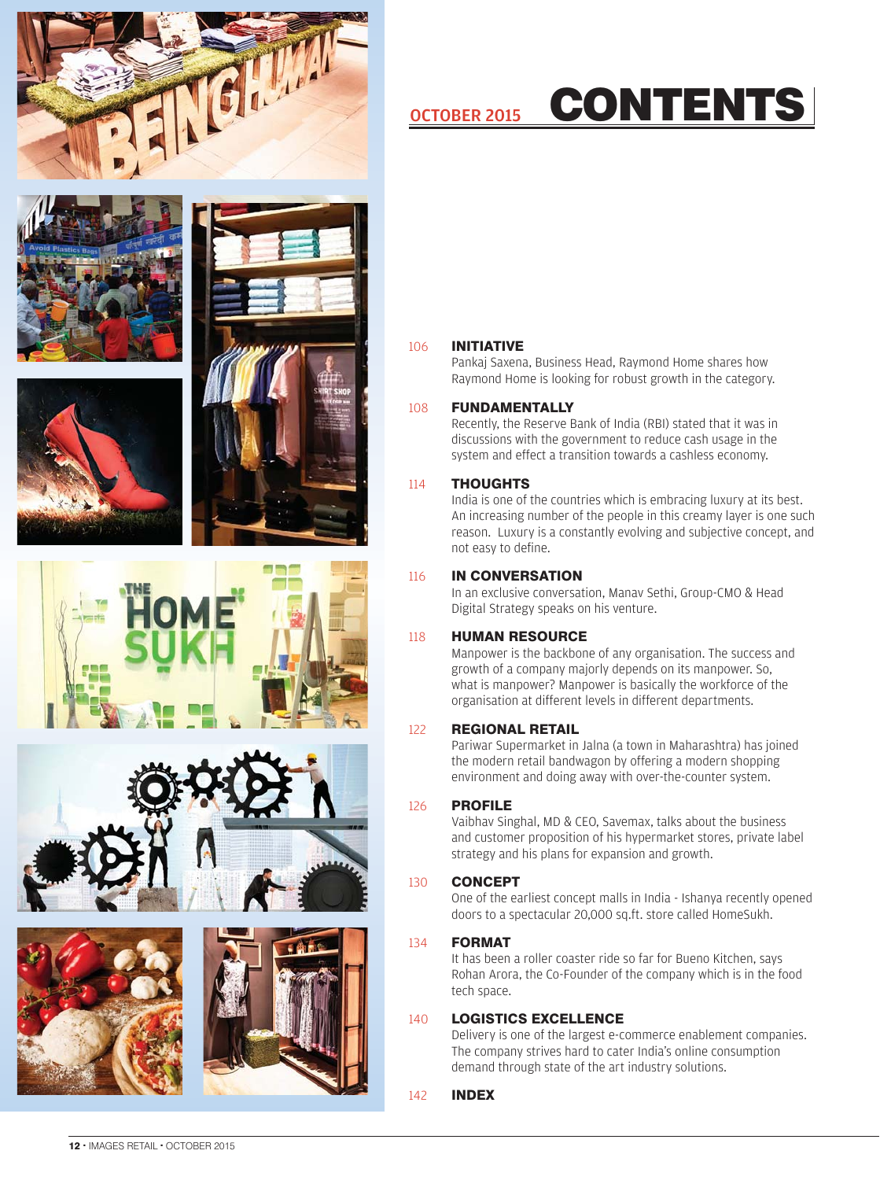OCTOBER 2015

# CONTENTS

106 **INITIATIVE**
Pankaj Saxena, Business Head, Raymond Home shares how Raymond Home is looking for robust growth in the category.

108 **FUNDAMENTALLY**
Recently, the Reserve Bank of India (RBI) stated that it was in discussions with the government to reduce cash usage in the system and effect a transition towards a cashless economy.

114 **THOUGHTS**
India is one of the countries which is embracing luxury at its best. An increasing number of the people in this creamy layer is one such reason. Luxury is a constantly evolving and subjective concept, and not easy to define.

116 **IN CONVERSATION**
In an exclusive conversation, Manav Sethi, Group-CMO & Head Digital Strategy speaks on his venture.

118 **HUMAN RESOURCE**
Manpower is the backbone of any organisation. The success and growth of a company majorly depends on its manpower. So, what is manpower? Manpower is basically the workforce of the organisation at different levels in different departments.

122 **REGIONAL RETAIL**
Pariwar Supermarket in Jalna (a town in Maharashtra) has joined the modern retail bandwagon by offering a modern shopping environment and doing away with over-the-counter system.

126 **PROFILE**
Vaibhav Singhal, MD & CEO, Savemax, talks about the business and customer proposition of his hypermarket stores, private label strategy and his plans for expansion and growth.

130 **CONCEPT**
One of the earliest concept malls in India - Ishanya recently opened doors to a spectacular 20,000 sq.ft. store called HomeSukh.

134 **FORMAT**
It has been a roller coaster ride so far for Bueno Kitchen, says Rohan Arora, the Co-Founder of the company which is in the food tech space.

140 **LOGISTICS EXCELLENCE**
Delivery is one of the largest e-commerce enablement companies. The company strives hard to cater India's online consumption demand through state of the art industry solutions.

142 **INDEX**